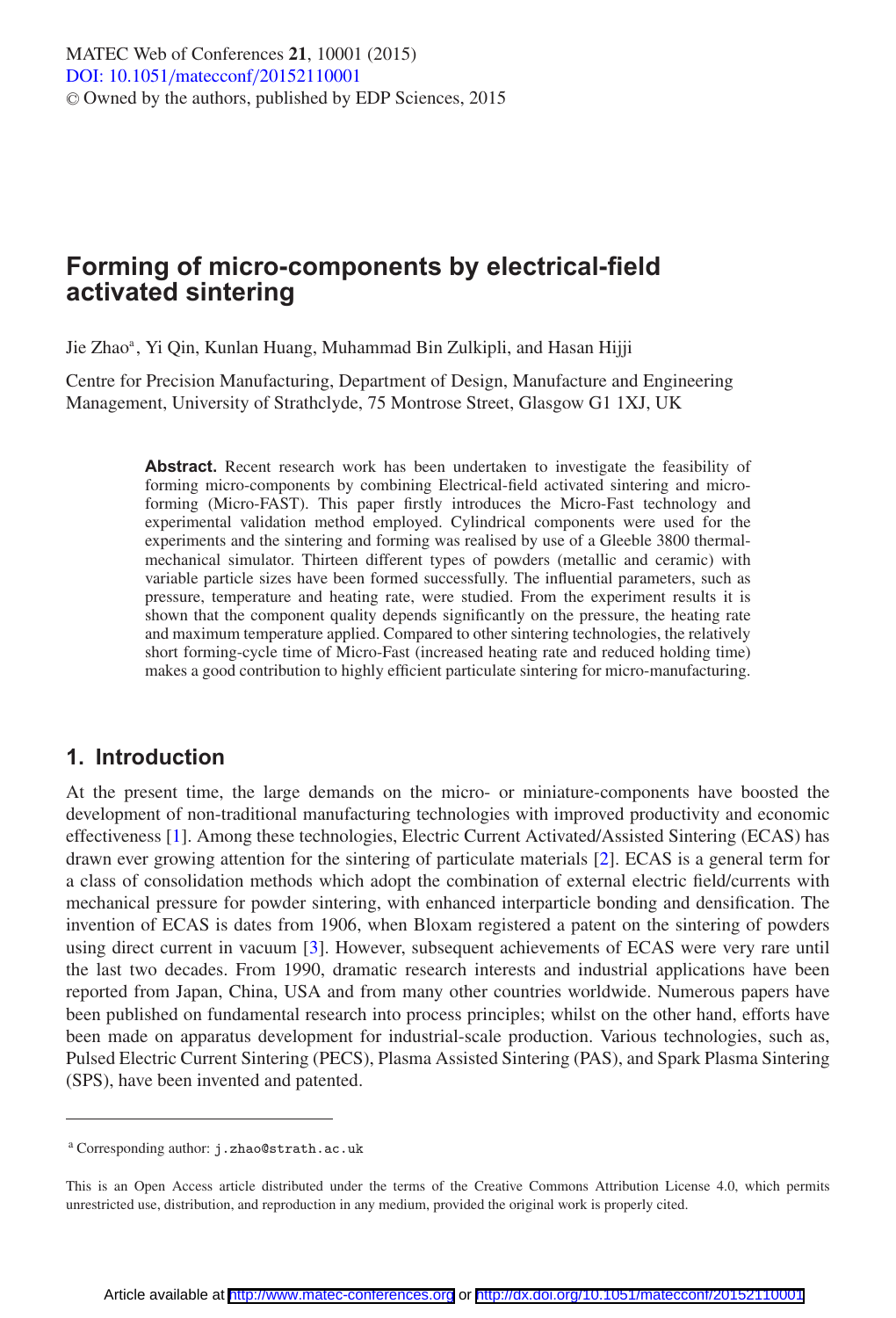# Forming of micro-components by electrical-field activated sintering

Jie Zhao[a], Yi Qin, Kunlan Huang, Muhammad Bin Zulkipli, and Hasan Hijji

Centre for Precision Manufacturing, Department of Design, Manufacture and Engineering Management, University of Strathclyde, 75 Montrose Street, Glasgow G1 1XJ, UK

**Abstract.** Recent research work has been undertaken to investigate the feasibility of forming micro-components by combining Electrical-field activated sintering and micro-forming (Micro-FAST). This paper firstly introduces the Micro-Fast technology and experimental validation method employed. Cylindrical components were used for the experiments and the sintering and forming was realised by use of a Gleeble 3800 thermal-mechanical simulator. Thirteen different types of powders (metallic and ceramic) with variable particle sizes have been formed successfully. The influential parameters, such as pressure, temperature and heating rate, were studied. From the experiment results it is shown that the component quality depends significantly on the pressure, the heating rate and maximum temperature applied. Compared to other sintering technologies, the relatively short forming-cycle time of Micro-Fast (increased heating rate and reduced holding time) makes a good contribution to highly efficient particulate sintering for micro-manufacturing.

## 1. Introduction

At the present time, the large demands on the micro- or miniature-components have boosted the development of non-traditional manufacturing technologies with improved productivity and economic effectiveness [1]. Among these technologies, Electric Current Activated/Assisted Sintering (ECAS) has drawn ever growing attention for the sintering of particulate materials [2]. ECAS is a general term for a class of consolidation methods which adopt the combination of external electric field/currents with mechanical pressure for powder sintering, with enhanced interparticle bonding and densification. The invention of ECAS is dates from 1906, when Bloxam registered a patent on the sintering of powders using direct current in vacuum [3]. However, subsequent achievements of ECAS were very rare until the last two decades. From 1990, dramatic research interests and industrial applications have been reported from Japan, China, USA and from many other countries worldwide. Numerous papers have been published on fundamental research into process principles; whilst on the other hand, efforts have been made on apparatus development for industrial-scale production. Various technologies, such as, Pulsed Electric Current Sintering (PECS), Plasma Assisted Sintering (PAS), and Spark Plasma Sintering (SPS), have been invented and patented.

[a] Corresponding author: j.zhao@strath.ac.uk

This is an Open Access article distributed under the terms of the Creative Commons Attribution License 4.0, which permits unrestricted use, distribution, and reproduction in any medium, provided the original work is properly cited.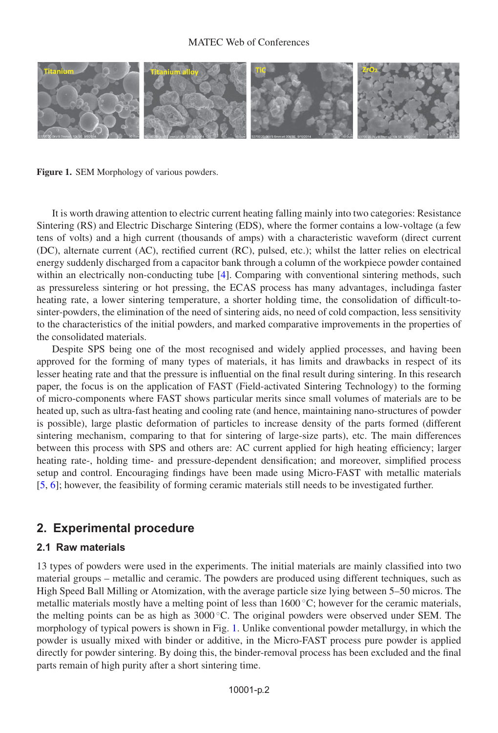**Figure 1.** SEM Morphology of various powders.

It is worth drawing attention to electric current heating falling mainly into two categories: Resistance Sintering (RS) and Electric Discharge Sintering (EDS), where the former contains a low-voltage (a few tens of volts) and a high current (thousands of amps) with a characteristic waveform (direct current (DC), alternate current (AC), rectified current (RC), pulsed, etc.); whilst the latter relies on electrical energy suddenly discharged from a capacitor bank through a column of the workpiece powder contained within an electrically non-conducting tube [4]. Comparing with conventional sintering methods, such as pressureless sintering or hot pressing, the ECAS process has many advantages, includinga faster heating rate, a lower sintering temperature, a shorter holding time, the consolidation of difficult-to-sinter-powders, the elimination of the need of sintering aids, no need of cold compaction, less sensitivity to the characteristics of the initial powders, and marked comparative improvements in the properties of the consolidated materials.

Despite SPS being one of the most recognised and widely applied processes, and having been approved for the forming of many types of materials, it has limits and drawbacks in respect of its lesser heating rate and that the pressure is influential on the final result during sintering. In this research paper, the focus is on the application of FAST (Field-activated Sintering Technology) to the forming of micro-components where FAST shows particular merits since small volumes of materials are to be heated up, such as ultra-fast heating and cooling rate (and hence, maintaining nano-structures of powder is possible), large plastic deformation of particles to increase density of the parts formed (different sintering mechanism, comparing to that for sintering of large-size parts), etc. The main differences between this process with SPS and others are: AC current applied for high heating efficiency; larger heating rate-, holding time- and pressure-dependent densification; and moreover, simplified process setup and control. Encouraging findings have been made using Micro-FAST with metallic materials [5, 6]; however, the feasibility of forming ceramic materials still needs to be investigated further.

## 2. Experimental procedure

### 2.1 Raw materials

13 types of powders were used in the experiments. The initial materials are mainly classified into two material groups – metallic and ceramic. The powders are produced using different techniques, such as High Speed Ball Milling or Atomization, with the average particle size lying between 5–50 micros. The metallic materials mostly have a melting point of less than 1600 °C; however for the ceramic materials, the melting points can be as high as 3000 °C. The original powders were observed under SEM. The morphology of typical powers is shown in Fig. 1. Unlike conventional powder metallurgy, in which the powder is usually mixed with binder or additive, in the Micro-FAST process pure powder is applied directly for powder sintering. By doing this, the binder-removal process has been excluded and the final parts remain of high purity after a short sintering time.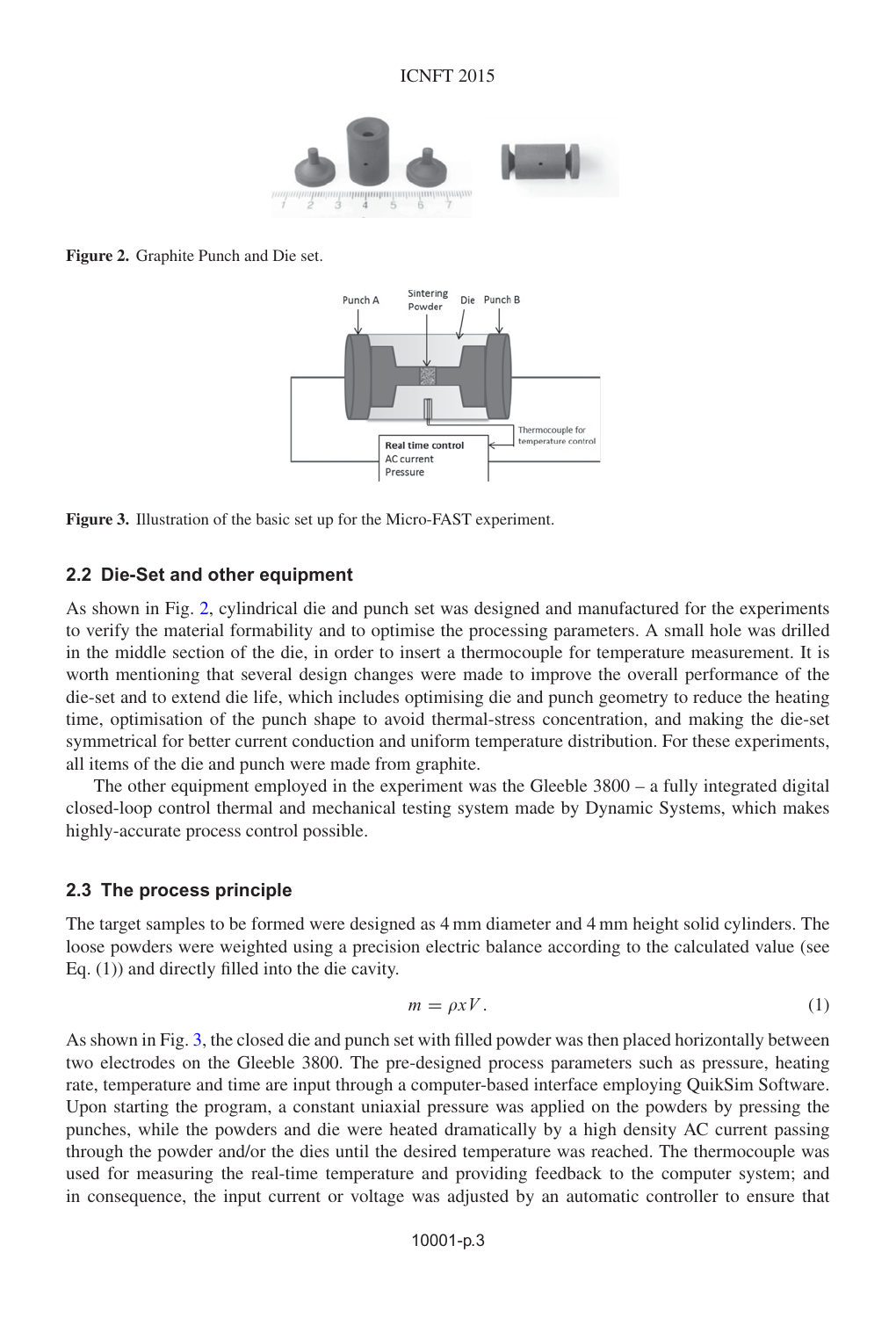**Figure 2.** Graphite Punch and Die set.

**Figure 3.** Illustration of the basic set up for the Micro-FAST experiment.

### 2.2 Die-Set and other equipment

As shown in Fig. 2, cylindrical die and punch set was designed and manufactured for the experiments to verify the material formability and to optimise the processing parameters. A small hole was drilled in the middle section of the die, in order to insert a thermocouple for temperature measurement. It is worth mentioning that several design changes were made to improve the overall performance of the die-set and to extend die life, which includes optimising die and punch geometry to reduce the heating time, optimisation of the punch shape to avoid thermal-stress concentration, and making the die-set symmetrical for better current conduction and uniform temperature distribution. For these experiments, all items of the die and punch were made from graphite.

The other equipment employed in the experiment was the Gleeble 3800 – a fully integrated digital closed-loop control thermal and mechanical testing system made by Dynamic Systems, which makes highly-accurate process control possible.

### 2.3 The process principle

The target samples to be formed were designed as 4 mm diameter and 4 mm height solid cylinders. The loose powders were weighted using a precision electric balance according to the calculated value (see Eq. (1)) and directly filled into the die cavity.

$$m = \rho x V. \tag{1}$$

As shown in Fig. 3, the closed die and punch set with filled powder was then placed horizontally between two electrodes on the Gleeble 3800. The pre-designed process parameters such as pressure, heating rate, temperature and time are input through a computer-based interface employing QuikSim Software. Upon starting the program, a constant uniaxial pressure was applied on the powders by pressing the punches, while the powders and die were heated dramatically by a high density AC current passing through the powder and/or the dies until the desired temperature was reached. The thermocouple was used for measuring the real-time temperature and providing feedback to the computer system; and in consequence, the input current or voltage was adjusted by an automatic controller to ensure that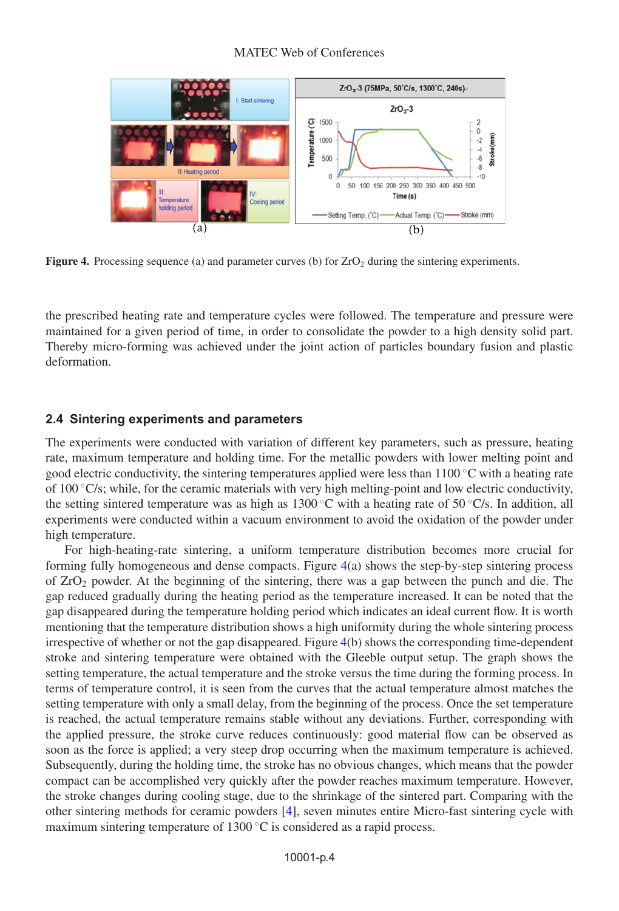Figure 4. Processing sequence (a) and parameter curves (b) for $ZrO_2$ during the sintering experiments.

the prescribed heating rate and temperature cycles were followed. The temperature and pressure were maintained for a given period of time, in order to consolidate the powder to a high density solid part. Thereby micro-forming was achieved under the joint action of particles boundary fusion and plastic deformation.

## 2.4 Sintering experiments and parameters

The experiments were conducted with variation of different key parameters, such as pressure, heating rate, maximum temperature and holding time. For the metallic powders with lower melting point and good electric conductivity, the sintering temperatures applied were less than 1100 °C with a heating rate of 100 °C/s; while, for the ceramic materials with very high melting-point and low electric conductivity, the setting sintered temperature was as high as 1300 °C with a heating rate of 50 °C/s. In addition, all experiments were conducted within a vacuum environment to avoid the oxidation of the powder under high temperature.

For high-heating-rate sintering, a uniform temperature distribution becomes more crucial for forming fully homogeneous and dense compacts. Figure 4(a) shows the step-by-step sintering process of $ZrO_2$ powder. At the beginning of the sintering, there was a gap between the punch and die. The gap reduced gradually during the heating period as the temperature increased. It can be noted that the gap disappeared during the temperature holding period which indicates an ideal current flow. It is worth mentioning that the temperature distribution shows a high uniformity during the whole sintering process irrespective of whether or not the gap disappeared. Figure 4(b) shows the corresponding time-dependent stroke and sintering temperature were obtained with the Gleeble output setup. The graph shows the setting temperature, the actual temperature and the stroke versus the time during the forming process. In terms of temperature control, it is seen from the curves that the actual temperature almost matches the setting temperature with only a small delay, from the beginning of the process. Once the set temperature is reached, the actual temperature remains stable without any deviations. Further, corresponding with the applied pressure, the stroke curve reduces continuously: good material flow can be observed as soon as the force is applied; a very steep drop occurring when the maximum temperature is achieved. Subsequently, during the holding time, the stroke has no obvious changes, which means that the powder compact can be accomplished very quickly after the powder reaches maximum temperature. However, the stroke changes during cooling stage, due to the shrinkage of the sintered part. Comparing with the other sintering methods for ceramic powders [4], seven minutes entire Micro-fast sintering cycle with maximum sintering temperature of 1300 °C is considered as a rapid process.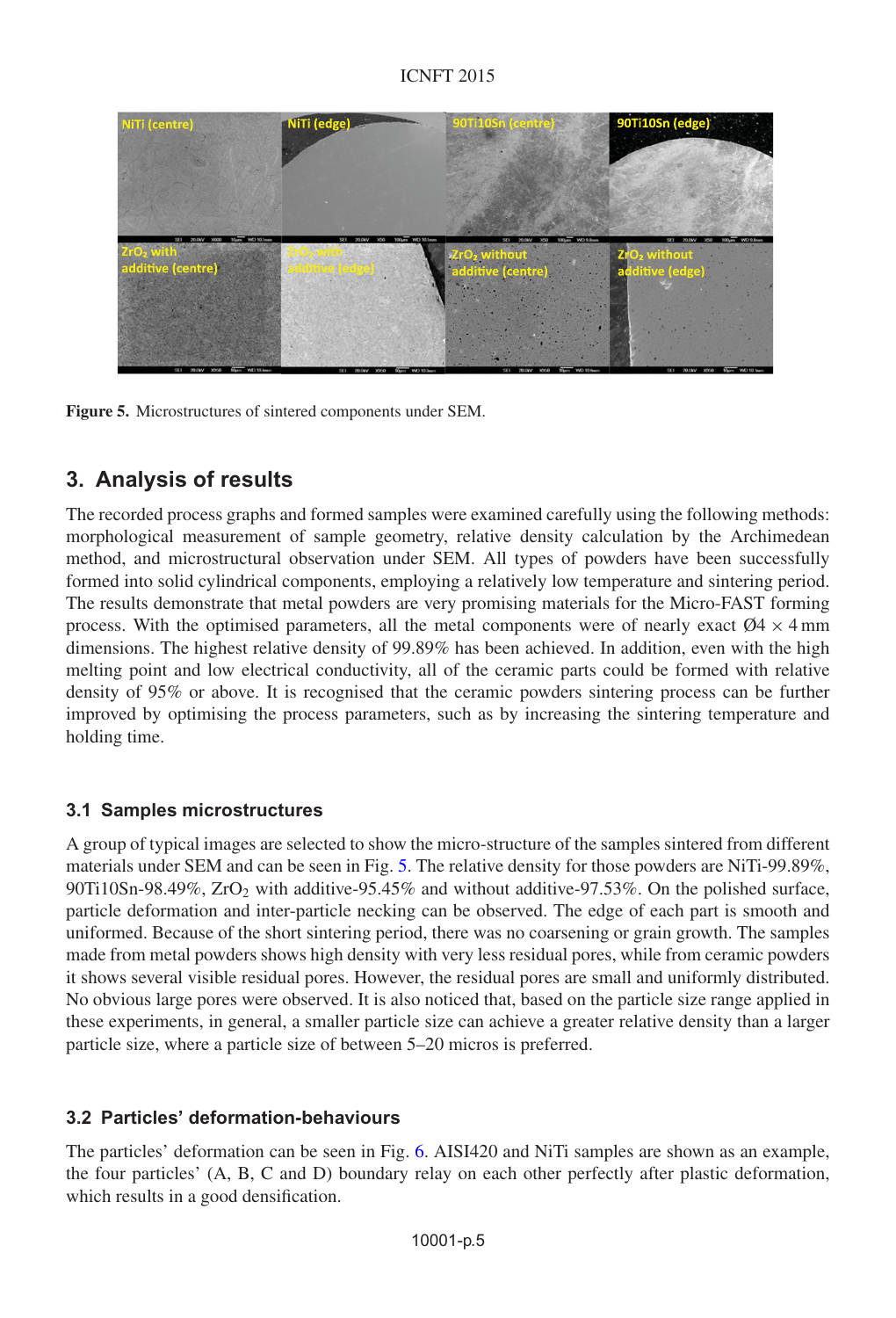Figure 5. Microstructures of sintered components under SEM.

## 3. Analysis of results

The recorded process graphs and formed samples were examined carefully using the following methods: morphological measurement of sample geometry, relative density calculation by the Archimedean method, and microstructural observation under SEM. All types of powders have been successfully formed into solid cylindrical components, employing a relatively low temperature and sintering period. The results demonstrate that metal powders are very promising materials for the Micro-FAST forming process. With the optimised parameters, all the metal components were of nearly exact Ø4 × 4 mm dimensions. The highest relative density of 99.89% has been achieved. In addition, even with the high melting point and low electrical conductivity, all of the ceramic parts could be formed with relative density of 95% or above. It is recognised that the ceramic powders sintering process can be further improved by optimising the process parameters, such as by increasing the sintering temperature and holding time.

### 3.1 Samples microstructures

A group of typical images are selected to show the micro-structure of the samples sintered from different materials under SEM and can be seen in Fig. 5. The relative density for those powders are NiTi-99.89%, 90Ti10Sn-98.49%, $ZrO_2$ with additive-95.45% and without additive-97.53%. On the polished surface, particle deformation and inter-particle necking can be observed. The edge of each part is smooth and uniformed. Because of the short sintering period, there was no coarsening or grain growth. The samples made from metal powders shows high density with very less residual pores, while from ceramic powders it shows several visible residual pores. However, the residual pores are small and uniformly distributed. No obvious large pores were observed. It is also noticed that, based on the particle size range applied in these experiments, in general, a smaller particle size can achieve a greater relative density than a larger particle size, where a particle size of between 5–20 micros is preferred.

### 3.2 Particles' deformation-behaviours

The particles' deformation can be seen in Fig. 6. AISI420 and NiTi samples are shown as an example, the four particles' (A, B, C and D) boundary relay on each other perfectly after plastic deformation, which results in a good densification.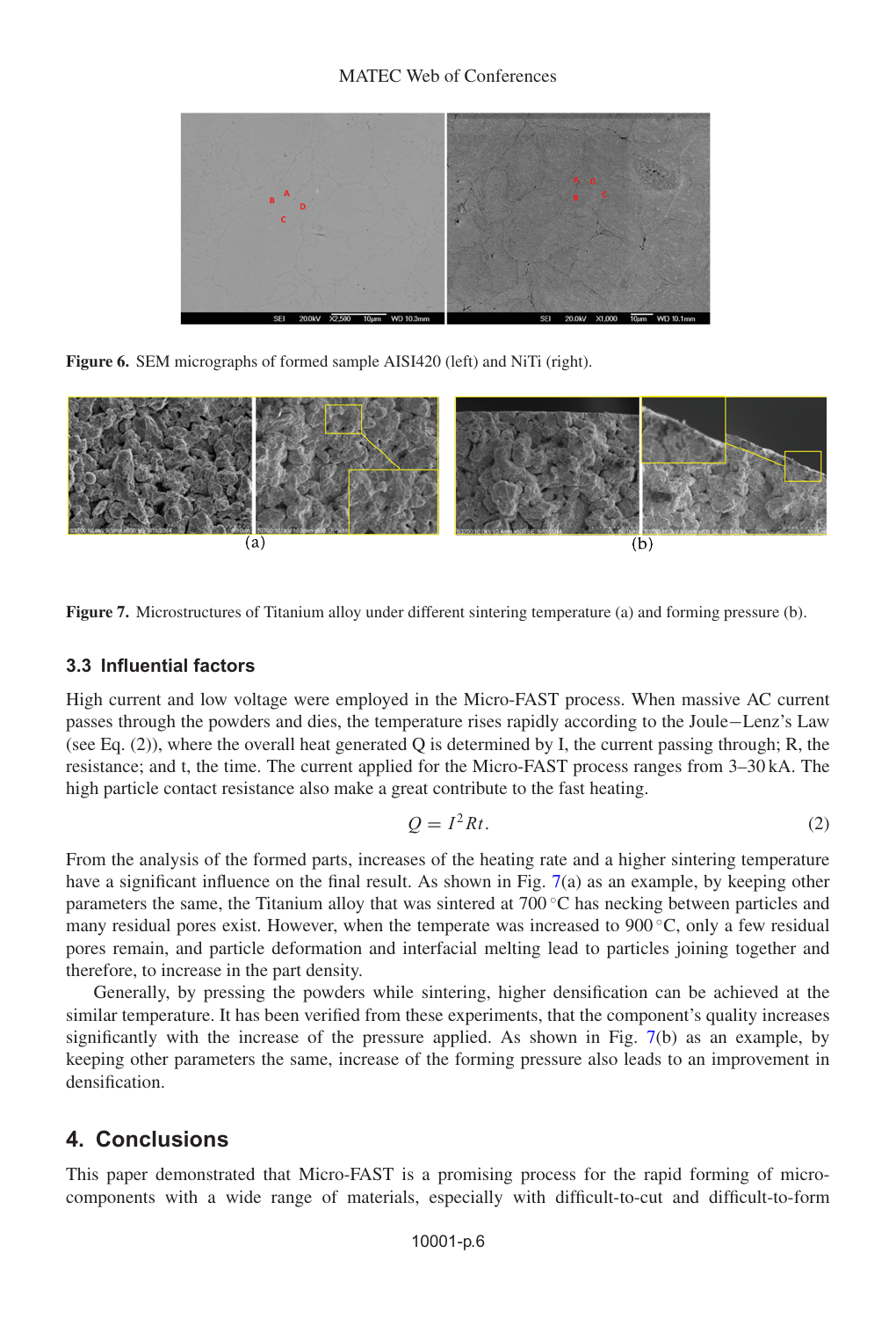Figure 6. SEM micrographs of formed sample AISI420 (left) and NiTi (right).

Figure 7. Microstructures of Titanium alloy under different sintering temperature (a) and forming pressure (b).

### 3.3 Influential factors

High current and low voltage were employed in the Micro-FAST process. When massive AC current passes through the powders and dies, the temperature rises rapidly according to the Joule−Lenz's Law (see Eq. (2)), where the overall heat generated Q is determined by I, the current passing through; R, the resistance; and t, the time. The current applied for the Micro-FAST process ranges from 3–30 kA. The high particle contact resistance also make a great contribute to the fast heating.

$$Q = I^2 Rt. \tag{2}$$

From the analysis of the formed parts, increases of the heating rate and a higher sintering temperature have a significant influence on the final result. As shown in Fig. 7(a) as an example, by keeping other parameters the same, the Titanium alloy that was sintered at 700 °C has necking between particles and many residual pores exist. However, when the temperate was increased to 900 °C, only a few residual pores remain, and particle deformation and interfacial melting lead to particles joining together and therefore, to increase in the part density.

Generally, by pressing the powders while sintering, higher densification can be achieved at the similar temperature. It has been verified from these experiments, that the component's quality increases significantly with the increase of the pressure applied. As shown in Fig. 7(b) as an example, by keeping other parameters the same, increase of the forming pressure also leads to an improvement in densification.

## 4. Conclusions

This paper demonstrated that Micro-FAST is a promising process for the rapid forming of micro-components with a wide range of materials, especially with difficult-to-cut and difficult-to-form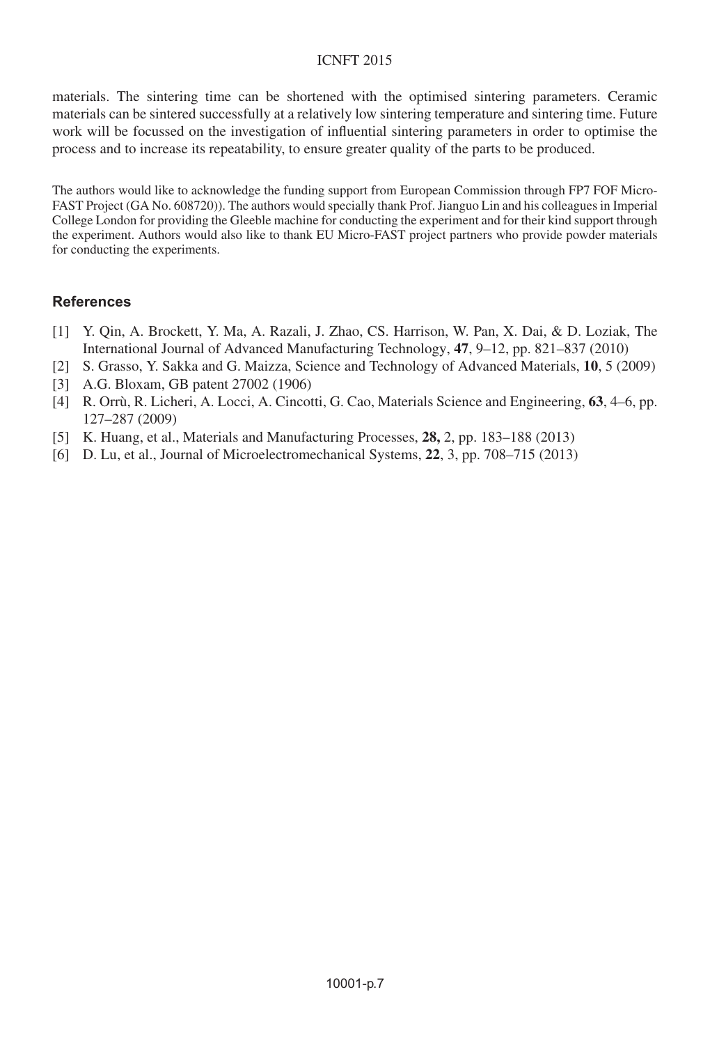materials. The sintering time can be shortened with the optimised sintering parameters. Ceramic materials can be sintered successfully at a relatively low sintering temperature and sintering time. Future work will be focussed on the investigation of influential sintering parameters in order to optimise the process and to increase its repeatability, to ensure greater quality of the parts to be produced.

The authors would like to acknowledge the funding support from European Commission through FP7 FOF Micro-FAST Project (GA No. 608720)). The authors would specially thank Prof. Jianguo Lin and his colleagues in Imperial College London for providing the Gleeble machine for conducting the experiment and for their kind support through the experiment. Authors would also like to thank EU Micro-FAST project partners who provide powder materials for conducting the experiments.

## References

[1] Y. Qin, A. Brockett, Y. Ma, A. Razali, J. Zhao, CS. Harrison, W. Pan, X. Dai, & D. Loziak, The International Journal of Advanced Manufacturing Technology, **47**, 9–12, pp. 821–837 (2010)

[2] S. Grasso, Y. Sakka and G. Maizza, Science and Technology of Advanced Materials, **10**, 5 (2009)

[3] A.G. Bloxam, GB patent 27002 (1906)

[4] R. Orrù, R. Licheri, A. Locci, A. Cincotti, G. Cao, Materials Science and Engineering, **63**, 4–6, pp. 127–287 (2009)

[5] K. Huang, et al., Materials and Manufacturing Processes, **28,** 2, pp. 183–188 (2013)

[6] D. Lu, et al., Journal of Microelectromechanical Systems, **22**, 3, pp. 708–715 (2013)